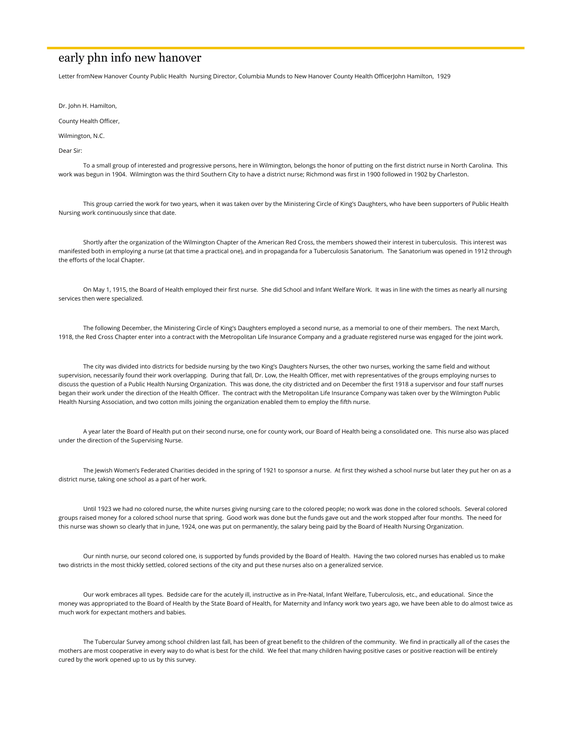# early phn info new hanover

Letter fromNew Hanover County Public Health Nursing Director, Columbia Munds to New Hanover County Health OfficerJohn Hamilton, 1929

Dr. John H. Hamilton,

County Health Officer,

Wilmington, N.C.

Dear Sir:

To a small group of interested and progressive persons, here in Wilmington, belongs the honor of putting on the first district nurse in North Carolina. This work was begun in 1904. Wilmington was the third Southern City to have a district nurse; Richmond was first in 1900 followed in 1902 by Charleston.

This group carried the work for two years, when it was taken over by the Ministering Circle of King's Daughters, who have been supporters of Public Health Nursing work continuously since that date.

Shortly after the organization of the Wilmington Chapter of the American Red Cross, the members showed their interest in tuberculosis. This interest was manifested both in employing a nurse (at that time a practical one), and in propaganda for a Tuberculosis Sanatorium. The Sanatorium was opened in 1912 through the efforts of the local Chapter.

On May 1, 1915, the Board of Health employed their first nurse. She did School and Infant Welfare Work. It was in line with the times as nearly all nursing services then were specialized.

The following December, the Ministering Circle of King's Daughters employed a second nurse, as a memorial to one of their members. The next March, 1918, the Red Cross Chapter enter into a contract with the Metropolitan Life Insurance Company and a graduate registered nurse was engaged for the joint work.

The city was divided into districts for bedside nursing by the two King's Daughters Nurses, the other two nurses, working the same field and without supervision, necessarily found their work overlapping. During that fall, Dr. Low, the Health Officer, met with representatives of the groups employing nurses to discuss the question of a Public Health Nursing Organization. This was done, the city districted and on December the first 1918 a supervisor and four staff nurses began their work under the direction of the Health Officer. The contract with the Metropolitan Life Insurance Company was taken over by the Wilmington Public Health Nursing Association, and two cotton mills joining the organization enabled them to employ the fifth nurse.

A year later the Board of Health put on their second nurse, one for county work, our Board of Health being a consolidated one. This nurse also was placed under the direction of the Supervising Nurse.

The Jewish Women's Federated Charities decided in the spring of 1921 to sponsor a nurse. At first they wished a school nurse but later they put her on as a district nurse, taking one school as a part of her work.

Until 1923 we had no colored nurse, the white nurses giving nursing care to the colored people; no work was done in the colored schools. Several colored groups raised money for a colored school nurse that spring. Good work was done but the funds gave out and the work stopped after four months. The need for this nurse was shown so clearly that in June, 1924, one was put on permanently, the salary being paid by the Board of Health Nursing Organization.

Our ninth nurse, our second colored one, is supported by funds provided by the Board of Health. Having the two colored nurses has enabled us to make two districts in the most thickly settled, colored sections of the city and put these nurses also on a generalized service.

Our work embraces all types. Bedside care for the acutely ill, instructive as in Pre-Natal, Infant Welfare, Tuberculosis, etc., and educational. Since the money was appropriated to the Board of Health by the State Board of Health, for Maternity and Infancy work two years ago, we have been able to do almost twice as much work for expectant mothers and babies.

The Tubercular Survey among school children last fall, has been of great benefit to the children of the community. We find in practically all of the cases the mothers are most cooperative in every way to do what is best for the child. We feel that many children having positive cases or positive reaction will be entirely cured by the work opened up to us by this survey.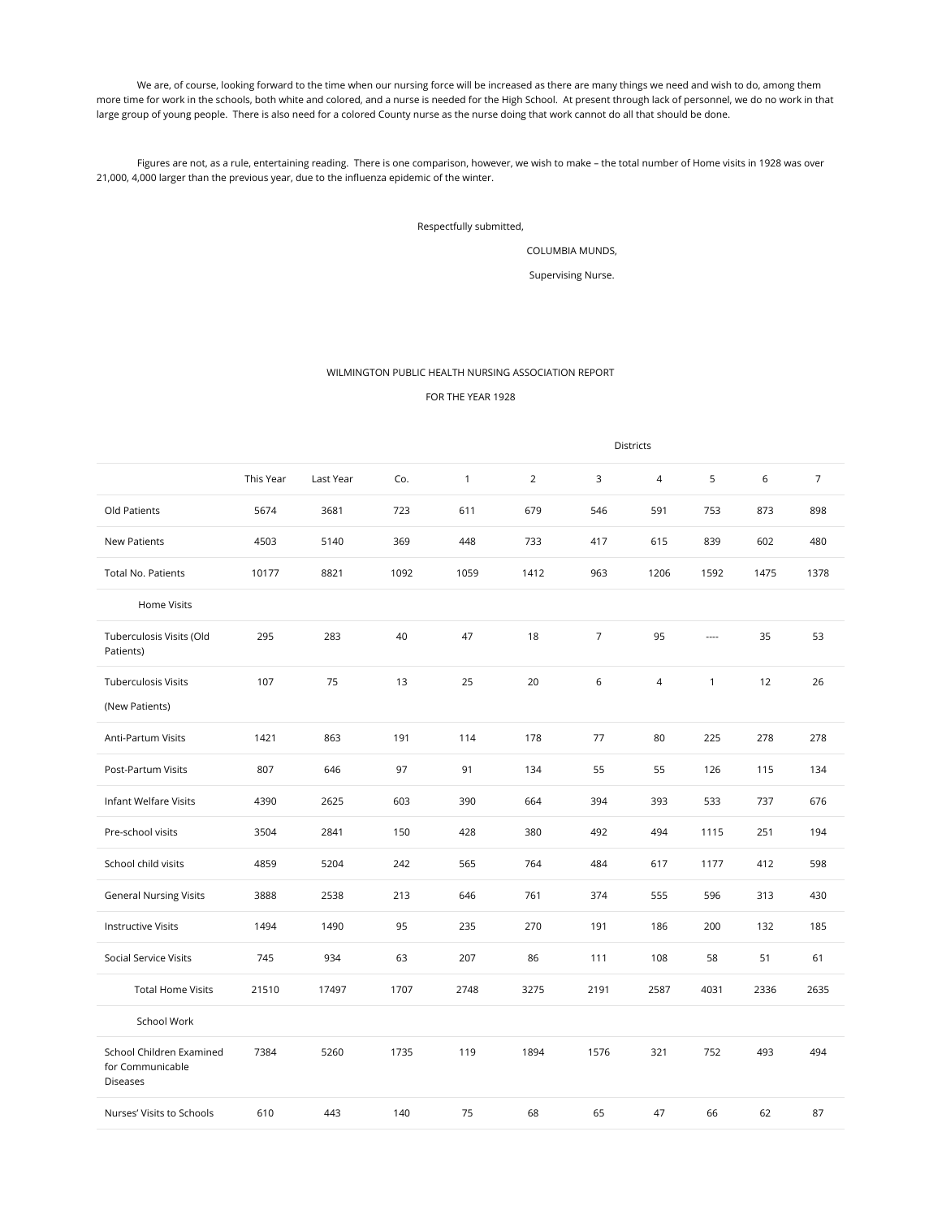We are, of course, looking forward to the time when our nursing force will be increased as there are many things we need and wish to do, among them more time for work in the schools, both white and colored, and a nurse is needed for the High School. At present through lack of personnel, we do no work in that large group of young people. There is also need for a colored County nurse as the nurse doing that work cannot do all that should be done.

Figures are not, as a rule, entertaining reading. There is one comparison, however, we wish to make – the total number of Home visits in 1928 was over 21,000, 4,000 larger than the previous year, due to the influenza epidemic of the winter.

Respectfully submitted,

COLUMBIA MUNDS,

Supervising Nurse.

WILMINGTON PUBLIC HEALTH NURSING ASSOCIATION REPORT

FOR THE YEAR 1928

| | | | | | | Districts | | | | |
|---|---|---|---|---|---|---|---|---|---|---|
| | This Year | Last Year | Co. | 1 | 2 | 3 | 4 | 5 | 6 | 7 |
| Old Patients | 5674 | 3681 | 723 | 611 | 679 | 546 | 591 | 753 | 873 | 898 |
| New Patients | 4503 | 5140 | 369 | 448 | 733 | 417 | 615 | 839 | 602 | 480 |
| Total No. Patients | 10177 | 8821 | 1092 | 1059 | 1412 | 963 | 1206 | 1592 | 1475 | 1378 |
| Home Visits | | | | | | | | | | |
| Tuberculosis Visits (Old Patients) | 295 | 283 | 40 | 47 | 18 | 7 | 95 | ---- | 35 | 53 |
| Tuberculosis Visits (New Patients) | 107 | 75 | 13 | 25 | 20 | 6 | 4 | 1 | 12 | 26 |
| Anti-Partum Visits | 1421 | 863 | 191 | 114 | 178 | 77 | 80 | 225 | 278 | 278 |
| Post-Partum Visits | 807 | 646 | 97 | 91 | 134 | 55 | 55 | 126 | 115 | 134 |
| Infant Welfare Visits | 4390 | 2625 | 603 | 390 | 664 | 394 | 393 | 533 | 737 | 676 |
| Pre-school visits | 3504 | 2841 | 150 | 428 | 380 | 492 | 494 | 1115 | 251 | 194 |
| School child visits | 4859 | 5204 | 242 | 565 | 764 | 484 | 617 | 1177 | 412 | 598 |
| General Nursing Visits | 3888 | 2538 | 213 | 646 | 761 | 374 | 555 | 596 | 313 | 430 |
| Instructive Visits | 1494 | 1490 | 95 | 235 | 270 | 191 | 186 | 200 | 132 | 185 |
| Social Service Visits | 745 | 934 | 63 | 207 | 86 | 111 | 108 | 58 | 51 | 61 |
| Total Home Visits | 21510 | 17497 | 1707 | 2748 | 3275 | 2191 | 2587 | 4031 | 2336 | 2635 |
| School Work | | | | | | | | | | |
| School Children Examined for Communicable Diseases | 7384 | 5260 | 1735 | 119 | 1894 | 1576 | 321 | 752 | 493 | 494 |
| Nurses' Visits to Schools | 610 | 443 | 140 | 75 | 68 | 65 | 47 | 66 | 62 | 87 |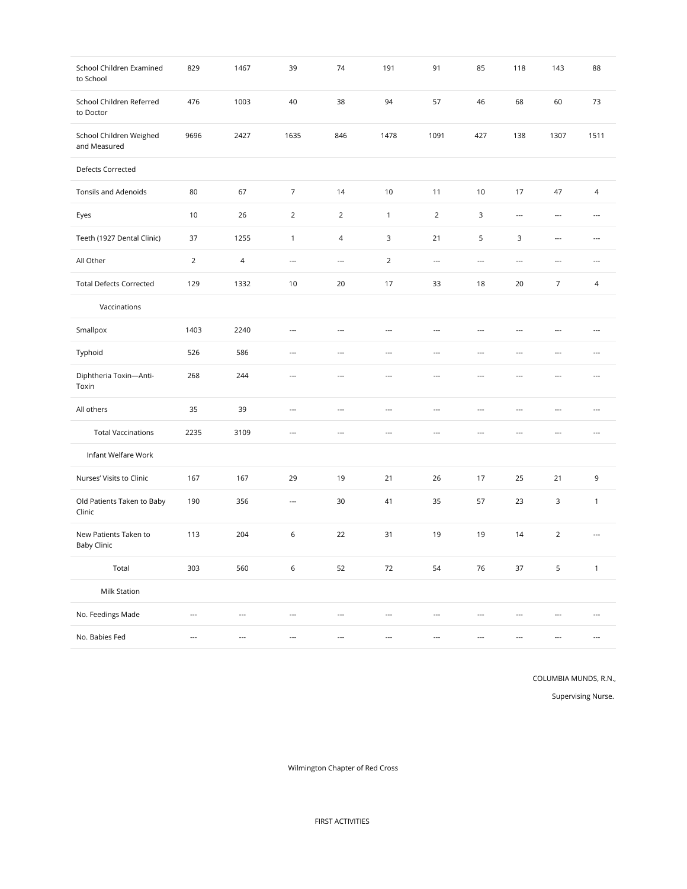| | | | | | | | | | | |
|---|---|---|---|---|---|---|---|---|---|---|
| School Children Examined to School | 829 | 1467 | 39 | 74 | 191 | 91 | 85 | 118 | 143 | 88 |
| School Children Referred to Doctor | 476 | 1003 | 40 | 38 | 94 | 57 | 46 | 68 | 60 | 73 |
| School Children Weighed and Measured | 9696 | 2427 | 1635 | 846 | 1478 | 1091 | 427 | 138 | 1307 | 1511 |
| Defects Corrected | | | | | | | | | | |
| Tonsils and Adenoids | 80 | 67 | 7 | 14 | 10 | 11 | 10 | 17 | 47 | 4 |
| Eyes | 10 | 26 | 2 | 2 | 1 | 2 | 3 | --- | --- | --- |
| Teeth (1927 Dental Clinic) | 37 | 1255 | 1 | 4 | 3 | 21 | 5 | 3 | --- | --- |
| All Other | 2 | 4 | --- | --- | 2 | --- | --- | --- | --- | --- |
| Total Defects Corrected | 129 | 1332 | 10 | 20 | 17 | 33 | 18 | 20 | 7 | 4 |
| Vaccinations | | | | | | | | | | |
| Smallpox | 1403 | 2240 | --- | --- | --- | --- | --- | --- | --- | --- |
| Typhoid | 526 | 586 | --- | --- | --- | --- | --- | --- | --- | --- |
| Diphtheria Toxin—Anti-Toxin | 268 | 244 | --- | --- | --- | --- | --- | --- | --- | --- |
| All others | 35 | 39 | --- | --- | --- | --- | --- | --- | --- | --- |
| Total Vaccinations | 2235 | 3109 | --- | --- | --- | --- | --- | --- | --- | --- |
| Infant Welfare Work | | | | | | | | | | |
| Nurses' Visits to Clinic | 167 | 167 | 29 | 19 | 21 | 26 | 17 | 25 | 21 | 9 |
| Old Patients Taken to Baby Clinic | 190 | 356 | --- | 30 | 41 | 35 | 57 | 23 | 3 | 1 |
| New Patients Taken to Baby Clinic | 113 | 204 | 6 | 22 | 31 | 19 | 19 | 14 | 2 | --- |
| Total | 303 | 560 | 6 | 52 | 72 | 54 | 76 | 37 | 5 | 1 |
| Milk Station | | | | | | | | | | |
| No. Feedings Made | --- | --- | --- | --- | --- | --- | --- | --- | --- | --- |
| No. Babies Fed | --- | --- | --- | --- | --- | --- | --- | --- | --- | --- |

COLUMBIA MUNDS, R.N.,

Supervising Nurse.

Wilmington Chapter of Red Cross

FIRST ACTIVITIES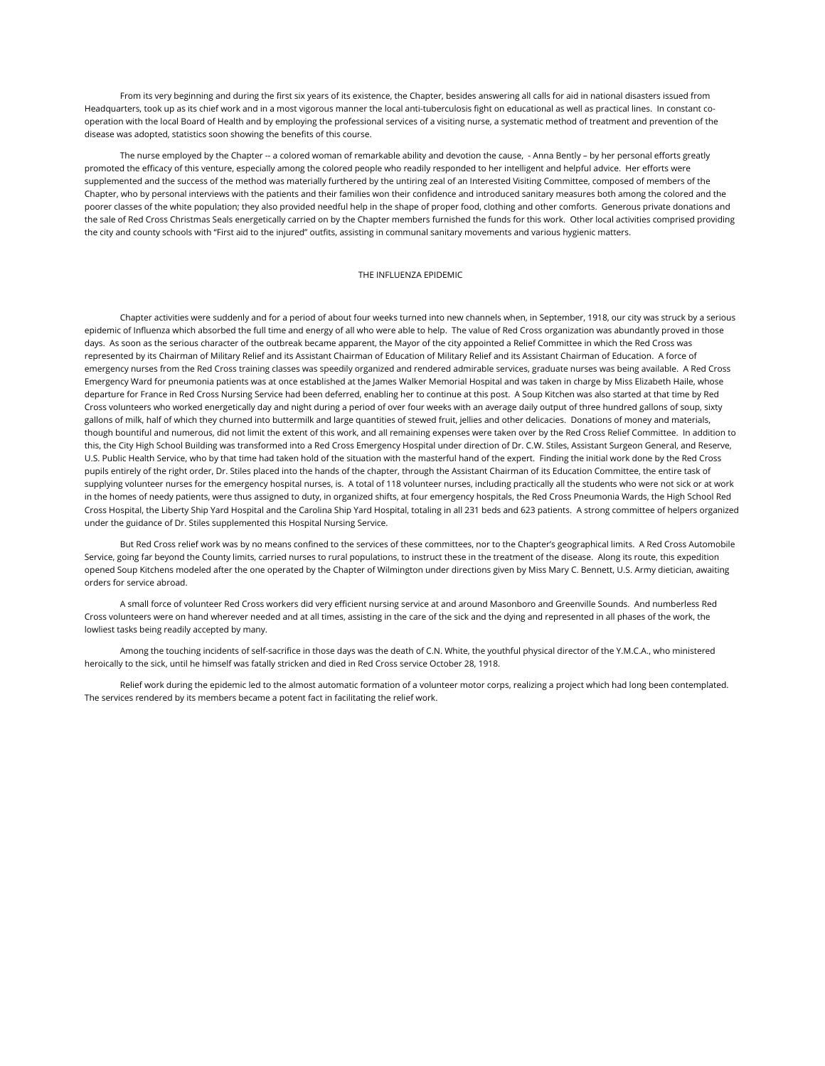From its very beginning and during the first six years of its existence, the Chapter, besides answering all calls for aid in national disasters issued from Headquarters, took up as its chief work and in a most vigorous manner the local anti-tuberculosis fight on educational as well as practical lines. In constant co-operation with the local Board of Health and by employing the professional services of a visiting nurse, a systematic method of treatment and prevention of the disease was adopted, statistics soon showing the benefits of this course.

The nurse employed by the Chapter -- a colored woman of remarkable ability and devotion the cause, - Anna Bently – by her personal efforts greatly promoted the efficacy of this venture, especially among the colored people who readily responded to her intelligent and helpful advice. Her efforts were supplemented and the success of the method was materially furthered by the untiring zeal of an Interested Visiting Committee, composed of members of the Chapter, who by personal interviews with the patients and their families won their confidence and introduced sanitary measures both among the colored and the poorer classes of the white population; they also provided needful help in the shape of proper food, clothing and other comforts. Generous private donations and the sale of Red Cross Christmas Seals energetically carried on by the Chapter members furnished the funds for this work. Other local activities comprised providing the city and county schools with "First aid to the injured" outfits, assisting in communal sanitary movements and various hygienic matters.

## THE INFLUENZA EPIDEMIC

Chapter activities were suddenly and for a period of about four weeks turned into new channels when, in September, 1918, our city was struck by a serious epidemic of Influenza which absorbed the full time and energy of all who were able to help. The value of Red Cross organization was abundantly proved in those days. As soon as the serious character of the outbreak became apparent, the Mayor of the city appointed a Relief Committee in which the Red Cross was represented by its Chairman of Military Relief and its Assistant Chairman of Education of Military Relief and its Assistant Chairman of Education. A force of emergency nurses from the Red Cross training classes was speedily organized and rendered admirable services, graduate nurses was being available. A Red Cross Emergency Ward for pneumonia patients was at once established at the James Walker Memorial Hospital and was taken in charge by Miss Elizabeth Haile, whose departure for France in Red Cross Nursing Service had been deferred, enabling her to continue at this post. A Soup Kitchen was also started at that time by Red Cross volunteers who worked energetically day and night during a period of over four weeks with an average daily output of three hundred gallons of soup, sixty gallons of milk, half of which they churned into buttermilk and large quantities of stewed fruit, jellies and other delicacies. Donations of money and materials, though bountiful and numerous, did not limit the extent of this work, and all remaining expenses were taken over by the Red Cross Relief Committee. In addition to this, the City High School Building was transformed into a Red Cross Emergency Hospital under direction of Dr. C.W. Stiles, Assistant Surgeon General, and Reserve, U.S. Public Health Service, who by that time had taken hold of the situation with the masterful hand of the expert. Finding the initial work done by the Red Cross pupils entirely of the right order, Dr. Stiles placed into the hands of the chapter, through the Assistant Chairman of its Education Committee, the entire task of supplying volunteer nurses for the emergency hospital nurses, is. A total of 118 volunteer nurses, including practically all the students who were not sick or at work in the homes of needy patients, were thus assigned to duty, in organized shifts, at four emergency hospitals, the Red Cross Pneumonia Wards, the High School Red Cross Hospital, the Liberty Ship Yard Hospital and the Carolina Ship Yard Hospital, totaling in all 231 beds and 623 patients. A strong committee of helpers organized under the guidance of Dr. Stiles supplemented this Hospital Nursing Service.

But Red Cross relief work was by no means confined to the services of these committees, nor to the Chapter's geographical limits. A Red Cross Automobile Service, going far beyond the County limits, carried nurses to rural populations, to instruct these in the treatment of the disease. Along its route, this expedition opened Soup Kitchens modeled after the one operated by the Chapter of Wilmington under directions given by Miss Mary C. Bennett, U.S. Army dietician, awaiting orders for service abroad.

A small force of volunteer Red Cross workers did very efficient nursing service at and around Masonboro and Greenville Sounds. And numberless Red Cross volunteers were on hand wherever needed and at all times, assisting in the care of the sick and the dying and represented in all phases of the work, the lowliest tasks being readily accepted by many.

Among the touching incidents of self-sacrifice in those days was the death of C.N. White, the youthful physical director of the Y.M.C.A., who ministered heroically to the sick, until he himself was fatally stricken and died in Red Cross service October 28, 1918.

Relief work during the epidemic led to the almost automatic formation of a volunteer motor corps, realizing a project which had long been contemplated. The services rendered by its members became a potent fact in facilitating the relief work.